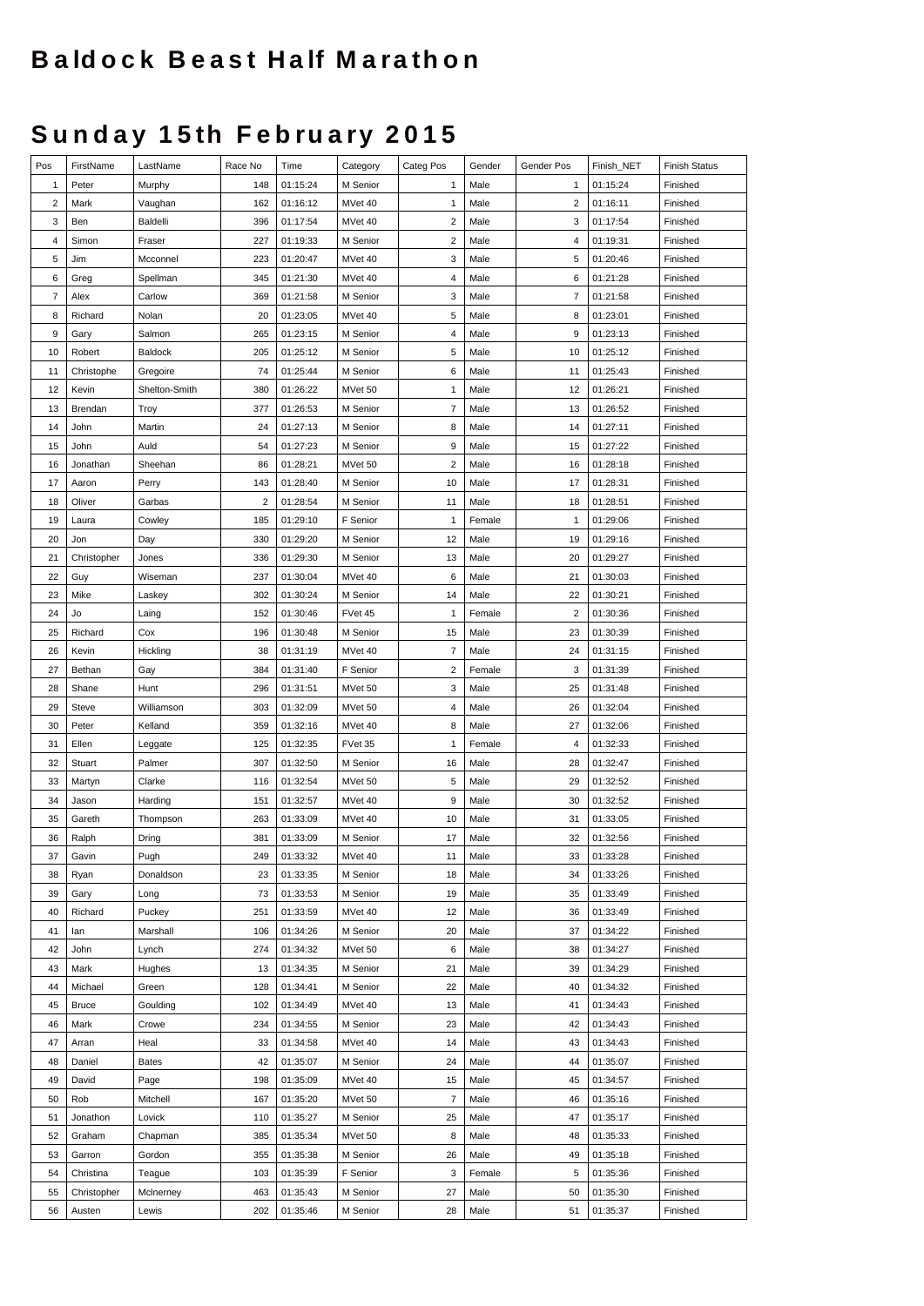# Baldock Beast Half Marathon

# Sunday 15th February 2015

| Pos | FirstName | LastName | Race No | Time | Category | Categ Pos | Gender | Gender Pos | Finish_NET | Finish Status |
|---|---|---|---|---|---|---|---|---|---|---|
| 1 | Peter | Murphy | 148 | 01:15:24 | M Senior | 1 | Male | 1 | 01:15:24 | Finished |
| 2 | Mark | Vaughan | 162 | 01:16:12 | MVet 40 | 1 | Male | 2 | 01:16:11 | Finished |
| 3 | Ben | Baldelli | 396 | 01:17:54 | MVet 40 | 2 | Male | 3 | 01:17:54 | Finished |
| 4 | Simon | Fraser | 227 | 01:19:33 | M Senior | 2 | Male | 4 | 01:19:31 | Finished |
| 5 | Jim | Mcconnel | 223 | 01:20:47 | MVet 40 | 3 | Male | 5 | 01:20:46 | Finished |
| 6 | Greg | Spellman | 345 | 01:21:30 | MVet 40 | 4 | Male | 6 | 01:21:28 | Finished |
| 7 | Alex | Carlow | 369 | 01:21:58 | M Senior | 3 | Male | 7 | 01:21:58 | Finished |
| 8 | Richard | Nolan | 20 | 01:23:05 | MVet 40 | 5 | Male | 8 | 01:23:01 | Finished |
| 9 | Gary | Salmon | 265 | 01:23:15 | M Senior | 4 | Male | 9 | 01:23:13 | Finished |
| 10 | Robert | Baldock | 205 | 01:25:12 | M Senior | 5 | Male | 10 | 01:25:12 | Finished |
| 11 | Christophe | Gregoire | 74 | 01:25:44 | M Senior | 6 | Male | 11 | 01:25:43 | Finished |
| 12 | Kevin | Shelton-Smith | 380 | 01:26:22 | MVet 50 | 1 | Male | 12 | 01:26:21 | Finished |
| 13 | Brendan | Troy | 377 | 01:26:53 | M Senior | 7 | Male | 13 | 01:26:52 | Finished |
| 14 | John | Martin | 24 | 01:27:13 | M Senior | 8 | Male | 14 | 01:27:11 | Finished |
| 15 | John | Auld | 54 | 01:27:23 | M Senior | 9 | Male | 15 | 01:27:22 | Finished |
| 16 | Jonathan | Sheehan | 86 | 01:28:21 | MVet 50 | 2 | Male | 16 | 01:28:18 | Finished |
| 17 | Aaron | Perry | 143 | 01:28:40 | M Senior | 10 | Male | 17 | 01:28:31 | Finished |
| 18 | Oliver | Garbas | 2 | 01:28:54 | M Senior | 11 | Male | 18 | 01:28:51 | Finished |
| 19 | Laura | Cowley | 185 | 01:29:10 | F Senior | 1 | Female | 1 | 01:29:06 | Finished |
| 20 | Jon | Day | 330 | 01:29:20 | M Senior | 12 | Male | 19 | 01:29:16 | Finished |
| 21 | Christopher | Jones | 336 | 01:29:30 | M Senior | 13 | Male | 20 | 01:29:27 | Finished |
| 22 | Guy | Wiseman | 237 | 01:30:04 | MVet 40 | 6 | Male | 21 | 01:30:03 | Finished |
| 23 | Mike | Laskey | 302 | 01:30:24 | M Senior | 14 | Male | 22 | 01:30:21 | Finished |
| 24 | Jo | Laing | 152 | 01:30:46 | FVet 45 | 1 | Female | 2 | 01:30:36 | Finished |
| 25 | Richard | Cox | 196 | 01:30:48 | M Senior | 15 | Male | 23 | 01:30:39 | Finished |
| 26 | Kevin | Hickling | 38 | 01:31:19 | MVet 40 | 7 | Male | 24 | 01:31:15 | Finished |
| 27 | Bethan | Gay | 384 | 01:31:40 | F Senior | 2 | Female | 3 | 01:31:39 | Finished |
| 28 | Shane | Hunt | 296 | 01:31:51 | MVet 50 | 3 | Male | 25 | 01:31:48 | Finished |
| 29 | Steve | Williamson | 303 | 01:32:09 | MVet 50 | 4 | Male | 26 | 01:32:04 | Finished |
| 30 | Peter | Kelland | 359 | 01:32:16 | MVet 40 | 8 | Male | 27 | 01:32:06 | Finished |
| 31 | Ellen | Leggate | 125 | 01:32:35 | FVet 35 | 1 | Female | 4 | 01:32:33 | Finished |
| 32 | Stuart | Palmer | 307 | 01:32:50 | M Senior | 16 | Male | 28 | 01:32:47 | Finished |
| 33 | Martyn | Clarke | 116 | 01:32:54 | MVet 50 | 5 | Male | 29 | 01:32:52 | Finished |
| 34 | Jason | Harding | 151 | 01:32:57 | MVet 40 | 9 | Male | 30 | 01:32:52 | Finished |
| 35 | Gareth | Thompson | 263 | 01:33:09 | MVet 40 | 10 | Male | 31 | 01:33:05 | Finished |
| 36 | Ralph | Dring | 381 | 01:33:09 | M Senior | 17 | Male | 32 | 01:32:56 | Finished |
| 37 | Gavin | Pugh | 249 | 01:33:32 | MVet 40 | 11 | Male | 33 | 01:33:28 | Finished |
| 38 | Ryan | Donaldson | 23 | 01:33:35 | M Senior | 18 | Male | 34 | 01:33:26 | Finished |
| 39 | Gary | Long | 73 | 01:33:53 | M Senior | 19 | Male | 35 | 01:33:49 | Finished |
| 40 | Richard | Puckey | 251 | 01:33:59 | MVet 40 | 12 | Male | 36 | 01:33:49 | Finished |
| 41 | Ian | Marshall | 106 | 01:34:26 | M Senior | 20 | Male | 37 | 01:34:22 | Finished |
| 42 | John | Lynch | 274 | 01:34:32 | MVet 50 | 6 | Male | 38 | 01:34:27 | Finished |
| 43 | Mark | Hughes | 13 | 01:34:35 | M Senior | 21 | Male | 39 | 01:34:29 | Finished |
| 44 | Michael | Green | 128 | 01:34:41 | M Senior | 22 | Male | 40 | 01:34:32 | Finished |
| 45 | Bruce | Goulding | 102 | 01:34:49 | MVet 40 | 13 | Male | 41 | 01:34:43 | Finished |
| 46 | Mark | Crowe | 234 | 01:34:55 | M Senior | 23 | Male | 42 | 01:34:43 | Finished |
| 47 | Arran | Heal | 33 | 01:34:58 | MVet 40 | 14 | Male | 43 | 01:34:43 | Finished |
| 48 | Daniel | Bates | 42 | 01:35:07 | M Senior | 24 | Male | 44 | 01:35:07 | Finished |
| 49 | David | Page | 198 | 01:35:09 | MVet 40 | 15 | Male | 45 | 01:34:57 | Finished |
| 50 | Rob | Mitchell | 167 | 01:35:20 | MVet 50 | 7 | Male | 46 | 01:35:16 | Finished |
| 51 | Jonathon | Lovick | 110 | 01:35:27 | M Senior | 25 | Male | 47 | 01:35:17 | Finished |
| 52 | Graham | Chapman | 385 | 01:35:34 | MVet 50 | 8 | Male | 48 | 01:35:33 | Finished |
| 53 | Garron | Gordon | 355 | 01:35:38 | M Senior | 26 | Male | 49 | 01:35:18 | Finished |
| 54 | Christina | Teague | 103 | 01:35:39 | F Senior | 3 | Female | 5 | 01:35:36 | Finished |
| 55 | Christopher | McInerney | 463 | 01:35:43 | M Senior | 27 | Male | 50 | 01:35:30 | Finished |
| 56 | Austen | Lewis | 202 | 01:35:46 | M Senior | 28 | Male | 51 | 01:35:37 | Finished |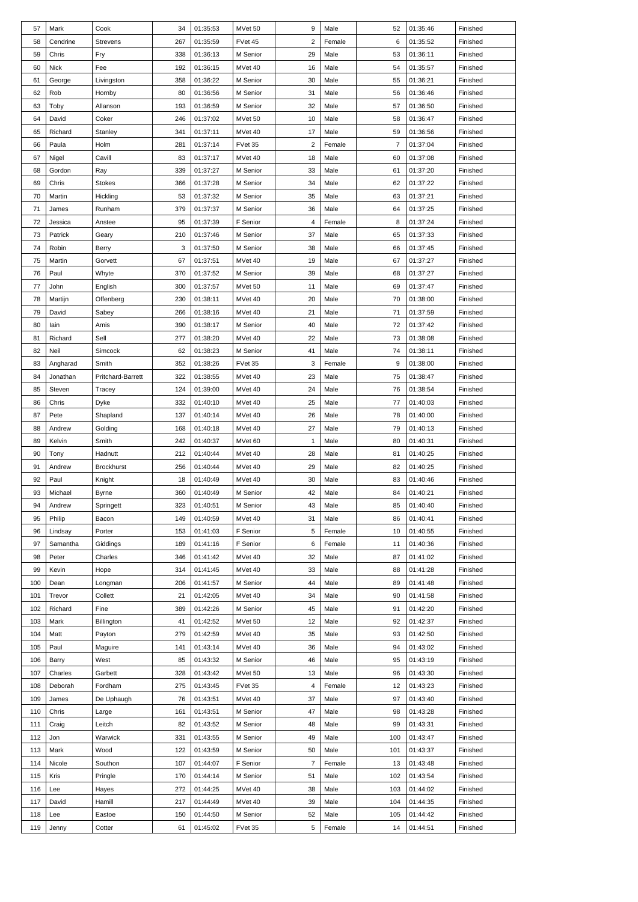| 57 | Mark | Cook | 34 | 01:35:53 | MVet 50 | 9 | Male | 52 | 01:35:46 | Finished |
|---|---|---|---|---|---|---|---|---|---|---|
| 58 | Cendrine | Strevens | 267 | 01:35:59 | FVet 45 | 2 | Female | 6 | 01:35:52 | Finished |
| 59 | Chris | Fry | 338 | 01:36:13 | M Senior | 29 | Male | 53 | 01:36:11 | Finished |
| 60 | Nick | Fee | 192 | 01:36:15 | MVet 40 | 16 | Male | 54 | 01:35:57 | Finished |
| 61 | George | Livingston | 358 | 01:36:22 | M Senior | 30 | Male | 55 | 01:36:21 | Finished |
| 62 | Rob | Hornby | 80 | 01:36:56 | M Senior | 31 | Male | 56 | 01:36:46 | Finished |
| 63 | Toby | Allanson | 193 | 01:36:59 | M Senior | 32 | Male | 57 | 01:36:50 | Finished |
| 64 | David | Coker | 246 | 01:37:02 | MVet 50 | 10 | Male | 58 | 01:36:47 | Finished |
| 65 | Richard | Stanley | 341 | 01:37:11 | MVet 40 | 17 | Male | 59 | 01:36:56 | Finished |
| 66 | Paula | Holm | 281 | 01:37:14 | FVet 35 | 2 | Female | 7 | 01:37:04 | Finished |
| 67 | Nigel | Cavill | 83 | 01:37:17 | MVet 40 | 18 | Male | 60 | 01:37:08 | Finished |
| 68 | Gordon | Ray | 339 | 01:37:27 | M Senior | 33 | Male | 61 | 01:37:20 | Finished |
| 69 | Chris | Stokes | 366 | 01:37:28 | M Senior | 34 | Male | 62 | 01:37:22 | Finished |
| 70 | Martin | Hickling | 53 | 01:37:32 | M Senior | 35 | Male | 63 | 01:37:21 | Finished |
| 71 | James | Runham | 379 | 01:37:37 | M Senior | 36 | Male | 64 | 01:37:25 | Finished |
| 72 | Jessica | Anstee | 95 | 01:37:39 | F Senior | 4 | Female | 8 | 01:37:24 | Finished |
| 73 | Patrick | Geary | 210 | 01:37:46 | M Senior | 37 | Male | 65 | 01:37:33 | Finished |
| 74 | Robin | Berry | 3 | 01:37:50 | M Senior | 38 | Male | 66 | 01:37:45 | Finished |
| 75 | Martin | Gorvett | 67 | 01:37:51 | MVet 40 | 19 | Male | 67 | 01:37:27 | Finished |
| 76 | Paul | Whyte | 370 | 01:37:52 | M Senior | 39 | Male | 68 | 01:37:27 | Finished |
| 77 | John | English | 300 | 01:37:57 | MVet 50 | 11 | Male | 69 | 01:37:47 | Finished |
| 78 | Martijn | Offenberg | 230 | 01:38:11 | MVet 40 | 20 | Male | 70 | 01:38:00 | Finished |
| 79 | David | Sabey | 266 | 01:38:16 | MVet 40 | 21 | Male | 71 | 01:37:59 | Finished |
| 80 | Iain | Amis | 390 | 01:38:17 | M Senior | 40 | Male | 72 | 01:37:42 | Finished |
| 81 | Richard | Sell | 277 | 01:38:20 | MVet 40 | 22 | Male | 73 | 01:38:08 | Finished |
| 82 | Neil | Simcock | 62 | 01:38:23 | M Senior | 41 | Male | 74 | 01:38:11 | Finished |
| 83 | Angharad | Smith | 352 | 01:38:26 | FVet 35 | 3 | Female | 9 | 01:38:00 | Finished |
| 84 | Jonathan | Pritchard-Barrett | 322 | 01:38:55 | MVet 40 | 23 | Male | 75 | 01:38:47 | Finished |
| 85 | Steven | Tracey | 124 | 01:39:00 | MVet 40 | 24 | Male | 76 | 01:38:54 | Finished |
| 86 | Chris | Dyke | 332 | 01:40:10 | MVet 40 | 25 | Male | 77 | 01:40:03 | Finished |
| 87 | Pete | Shapland | 137 | 01:40:14 | MVet 40 | 26 | Male | 78 | 01:40:00 | Finished |
| 88 | Andrew | Golding | 168 | 01:40:18 | MVet 40 | 27 | Male | 79 | 01:40:13 | Finished |
| 89 | Kelvin | Smith | 242 | 01:40:37 | MVet 60 | 1 | Male | 80 | 01:40:31 | Finished |
| 90 | Tony | Hadnutt | 212 | 01:40:44 | MVet 40 | 28 | Male | 81 | 01:40:25 | Finished |
| 91 | Andrew | Brockhurst | 256 | 01:40:44 | MVet 40 | 29 | Male | 82 | 01:40:25 | Finished |
| 92 | Paul | Knight | 18 | 01:40:49 | MVet 40 | 30 | Male | 83 | 01:40:46 | Finished |
| 93 | Michael | Byrne | 360 | 01:40:49 | M Senior | 42 | Male | 84 | 01:40:21 | Finished |
| 94 | Andrew | Springett | 323 | 01:40:51 | M Senior | 43 | Male | 85 | 01:40:40 | Finished |
| 95 | Philip | Bacon | 149 | 01:40:59 | MVet 40 | 31 | Male | 86 | 01:40:41 | Finished |
| 96 | Lindsay | Porter | 153 | 01:41:03 | F Senior | 5 | Female | 10 | 01:40:55 | Finished |
| 97 | Samantha | Giddings | 189 | 01:41:16 | F Senior | 6 | Female | 11 | 01:40:36 | Finished |
| 98 | Peter | Charles | 346 | 01:41:42 | MVet 40 | 32 | Male | 87 | 01:41:02 | Finished |
| 99 | Kevin | Hope | 314 | 01:41:45 | MVet 40 | 33 | Male | 88 | 01:41:28 | Finished |
| 100 | Dean | Longman | 206 | 01:41:57 | M Senior | 44 | Male | 89 | 01:41:48 | Finished |
| 101 | Trevor | Collett | 21 | 01:42:05 | MVet 40 | 34 | Male | 90 | 01:41:58 | Finished |
| 102 | Richard | Fine | 389 | 01:42:26 | M Senior | 45 | Male | 91 | 01:42:20 | Finished |
| 103 | Mark | Billington | 41 | 01:42:52 | MVet 50 | 12 | Male | 92 | 01:42:37 | Finished |
| 104 | Matt | Payton | 279 | 01:42:59 | MVet 40 | 35 | Male | 93 | 01:42:50 | Finished |
| 105 | Paul | Maguire | 141 | 01:43:14 | MVet 40 | 36 | Male | 94 | 01:43:02 | Finished |
| 106 | Barry | West | 85 | 01:43:32 | M Senior | 46 | Male | 95 | 01:43:19 | Finished |
| 107 | Charles | Garbett | 328 | 01:43:42 | MVet 50 | 13 | Male | 96 | 01:43:30 | Finished |
| 108 | Deborah | Fordham | 275 | 01:43:45 | FVet 35 | 4 | Female | 12 | 01:43:23 | Finished |
| 109 | James | De Uphaugh | 76 | 01:43:51 | MVet 40 | 37 | Male | 97 | 01:43:40 | Finished |
| 110 | Chris | Large | 161 | 01:43:51 | M Senior | 47 | Male | 98 | 01:43:28 | Finished |
| 111 | Craig | Leitch | 82 | 01:43:52 | M Senior | 48 | Male | 99 | 01:43:31 | Finished |
| 112 | Jon | Warwick | 331 | 01:43:55 | M Senior | 49 | Male | 100 | 01:43:47 | Finished |
| 113 | Mark | Wood | 122 | 01:43:59 | M Senior | 50 | Male | 101 | 01:43:37 | Finished |
| 114 | Nicole | Southon | 107 | 01:44:07 | F Senior | 7 | Female | 13 | 01:43:48 | Finished |
| 115 | Kris | Pringle | 170 | 01:44:14 | M Senior | 51 | Male | 102 | 01:43:54 | Finished |
| 116 | Lee | Hayes | 272 | 01:44:25 | MVet 40 | 38 | Male | 103 | 01:44:02 | Finished |
| 117 | David | Hamill | 217 | 01:44:49 | MVet 40 | 39 | Male | 104 | 01:44:35 | Finished |
| 118 | Lee | Eastoe | 150 | 01:44:50 | M Senior | 52 | Male | 105 | 01:44:42 | Finished |
| 119 | Jenny | Cotter | 61 | 01:45:02 | FVet 35 | 5 | Female | 14 | 01:44:51 | Finished |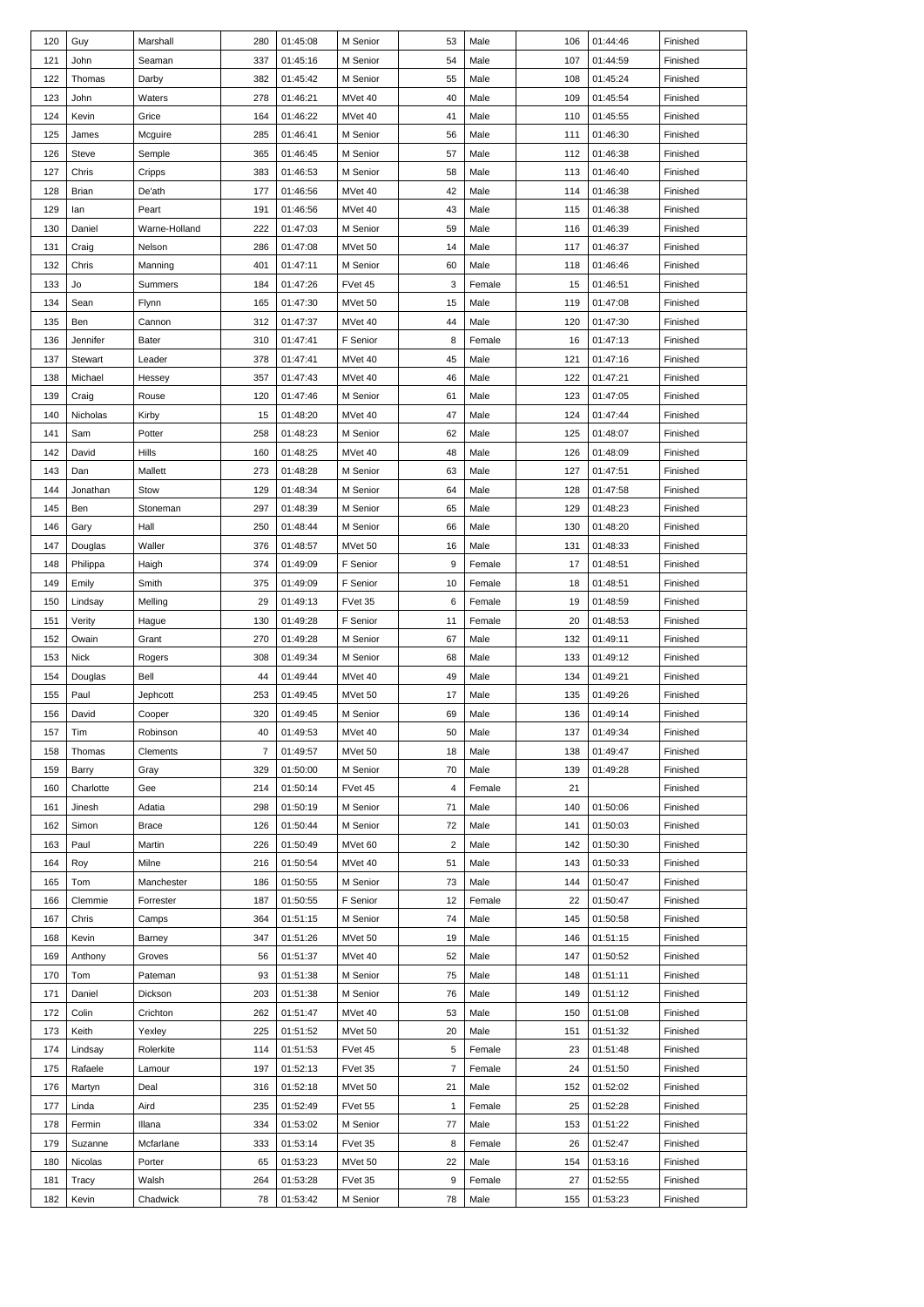| 120 | Guy | Marshall | 280 | 01:45:08 | M Senior | 53 | Male | 106 | 01:44:46 | Finished |
|---|---|---|---|---|---|---|---|---|---|---|
| 121 | John | Seaman | 337 | 01:45:16 | M Senior | 54 | Male | 107 | 01:44:59 | Finished |
| 122 | Thomas | Darby | 382 | 01:45:42 | M Senior | 55 | Male | 108 | 01:45:24 | Finished |
| 123 | John | Waters | 278 | 01:46:21 | MVet 40 | 40 | Male | 109 | 01:45:54 | Finished |
| 124 | Kevin | Grice | 164 | 01:46:22 | MVet 40 | 41 | Male | 110 | 01:45:55 | Finished |
| 125 | James | Mcguire | 285 | 01:46:41 | M Senior | 56 | Male | 111 | 01:46:30 | Finished |
| 126 | Steve | Semple | 365 | 01:46:45 | M Senior | 57 | Male | 112 | 01:46:38 | Finished |
| 127 | Chris | Cripps | 383 | 01:46:53 | M Senior | 58 | Male | 113 | 01:46:40 | Finished |
| 128 | Brian | De'ath | 177 | 01:46:56 | MVet 40 | 42 | Male | 114 | 01:46:38 | Finished |
| 129 | Ian | Peart | 191 | 01:46:56 | MVet 40 | 43 | Male | 115 | 01:46:38 | Finished |
| 130 | Daniel | Warne-Holland | 222 | 01:47:03 | M Senior | 59 | Male | 116 | 01:46:39 | Finished |
| 131 | Craig | Nelson | 286 | 01:47:08 | MVet 50 | 14 | Male | 117 | 01:46:37 | Finished |
| 132 | Chris | Manning | 401 | 01:47:11 | M Senior | 60 | Male | 118 | 01:46:46 | Finished |
| 133 | Jo | Summers | 184 | 01:47:26 | FVet 45 | 3 | Female | 15 | 01:46:51 | Finished |
| 134 | Sean | Flynn | 165 | 01:47:30 | MVet 50 | 15 | Male | 119 | 01:47:08 | Finished |
| 135 | Ben | Cannon | 312 | 01:47:37 | MVet 40 | 44 | Male | 120 | 01:47:30 | Finished |
| 136 | Jennifer | Bater | 310 | 01:47:41 | F Senior | 8 | Female | 16 | 01:47:13 | Finished |
| 137 | Stewart | Leader | 378 | 01:47:41 | MVet 40 | 45 | Male | 121 | 01:47:16 | Finished |
| 138 | Michael | Hessey | 357 | 01:47:43 | MVet 40 | 46 | Male | 122 | 01:47:21 | Finished |
| 139 | Craig | Rouse | 120 | 01:47:46 | M Senior | 61 | Male | 123 | 01:47:05 | Finished |
| 140 | Nicholas | Kirby | 15 | 01:48:20 | MVet 40 | 47 | Male | 124 | 01:47:44 | Finished |
| 141 | Sam | Potter | 258 | 01:48:23 | M Senior | 62 | Male | 125 | 01:48:07 | Finished |
| 142 | David | Hills | 160 | 01:48:25 | MVet 40 | 48 | Male | 126 | 01:48:09 | Finished |
| 143 | Dan | Mallett | 273 | 01:48:28 | M Senior | 63 | Male | 127 | 01:47:51 | Finished |
| 144 | Jonathan | Stow | 129 | 01:48:34 | M Senior | 64 | Male | 128 | 01:47:58 | Finished |
| 145 | Ben | Stoneman | 297 | 01:48:39 | M Senior | 65 | Male | 129 | 01:48:23 | Finished |
| 146 | Gary | Hall | 250 | 01:48:44 | M Senior | 66 | Male | 130 | 01:48:20 | Finished |
| 147 | Douglas | Waller | 376 | 01:48:57 | MVet 50 | 16 | Male | 131 | 01:48:33 | Finished |
| 148 | Philippa | Haigh | 374 | 01:49:09 | F Senior | 9 | Female | 17 | 01:48:51 | Finished |
| 149 | Emily | Smith | 375 | 01:49:09 | F Senior | 10 | Female | 18 | 01:48:51 | Finished |
| 150 | Lindsay | Melling | 29 | 01:49:13 | FVet 35 | 6 | Female | 19 | 01:48:59 | Finished |
| 151 | Verity | Hague | 130 | 01:49:28 | F Senior | 11 | Female | 20 | 01:48:53 | Finished |
| 152 | Owain | Grant | 270 | 01:49:28 | M Senior | 67 | Male | 132 | 01:49:11 | Finished |
| 153 | Nick | Rogers | 308 | 01:49:34 | M Senior | 68 | Male | 133 | 01:49:12 | Finished |
| 154 | Douglas | Bell | 44 | 01:49:44 | MVet 40 | 49 | Male | 134 | 01:49:21 | Finished |
| 155 | Paul | Jephcott | 253 | 01:49:45 | MVet 50 | 17 | Male | 135 | 01:49:26 | Finished |
| 156 | David | Cooper | 320 | 01:49:45 | M Senior | 69 | Male | 136 | 01:49:14 | Finished |
| 157 | Tim | Robinson | 40 | 01:49:53 | MVet 40 | 50 | Male | 137 | 01:49:34 | Finished |
| 158 | Thomas | Clements | 7 | 01:49:57 | MVet 50 | 18 | Male | 138 | 01:49:47 | Finished |
| 159 | Barry | Gray | 329 | 01:50:00 | M Senior | 70 | Male | 139 | 01:49:28 | Finished |
| 160 | Charlotte | Gee | 214 | 01:50:14 | FVet 45 | 4 | Female | 21 | | Finished |
| 161 | Jinesh | Adatia | 298 | 01:50:19 | M Senior | 71 | Male | 140 | 01:50:06 | Finished |
| 162 | Simon | Brace | 126 | 01:50:44 | M Senior | 72 | Male | 141 | 01:50:03 | Finished |
| 163 | Paul | Martin | 226 | 01:50:49 | MVet 60 | 2 | Male | 142 | 01:50:30 | Finished |
| 164 | Roy | Milne | 216 | 01:50:54 | MVet 40 | 51 | Male | 143 | 01:50:33 | Finished |
| 165 | Tom | Manchester | 186 | 01:50:55 | M Senior | 73 | Male | 144 | 01:50:47 | Finished |
| 166 | Clemmie | Forrester | 187 | 01:50:55 | F Senior | 12 | Female | 22 | 01:50:47 | Finished |
| 167 | Chris | Camps | 364 | 01:51:15 | M Senior | 74 | Male | 145 | 01:50:58 | Finished |
| 168 | Kevin | Barney | 347 | 01:51:26 | MVet 50 | 19 | Male | 146 | 01:51:15 | Finished |
| 169 | Anthony | Groves | 56 | 01:51:37 | MVet 40 | 52 | Male | 147 | 01:50:52 | Finished |
| 170 | Tom | Pateman | 93 | 01:51:38 | M Senior | 75 | Male | 148 | 01:51:11 | Finished |
| 171 | Daniel | Dickson | 203 | 01:51:38 | M Senior | 76 | Male | 149 | 01:51:12 | Finished |
| 172 | Colin | Crichton | 262 | 01:51:47 | MVet 40 | 53 | Male | 150 | 01:51:08 | Finished |
| 173 | Keith | Yexley | 225 | 01:51:52 | MVet 50 | 20 | Male | 151 | 01:51:32 | Finished |
| 174 | Lindsay | Rolerkite | 114 | 01:51:53 | FVet 45 | 5 | Female | 23 | 01:51:48 | Finished |
| 175 | Rafaele | Lamour | 197 | 01:52:13 | FVet 35 | 7 | Female | 24 | 01:51:50 | Finished |
| 176 | Martyn | Deal | 316 | 01:52:18 | MVet 50 | 21 | Male | 152 | 01:52:02 | Finished |
| 177 | Linda | Aird | 235 | 01:52:49 | FVet 55 | 1 | Female | 25 | 01:52:28 | Finished |
| 178 | Fermin | Illana | 334 | 01:53:02 | M Senior | 77 | Male | 153 | 01:51:22 | Finished |
| 179 | Suzanne | Mcfarlane | 333 | 01:53:14 | FVet 35 | 8 | Female | 26 | 01:52:47 | Finished |
| 180 | Nicolas | Porter | 65 | 01:53:23 | MVet 50 | 22 | Male | 154 | 01:53:16 | Finished |
| 181 | Tracy | Walsh | 264 | 01:53:28 | FVet 35 | 9 | Female | 27 | 01:52:55 | Finished |
| 182 | Kevin | Chadwick | 78 | 01:53:42 | M Senior | 78 | Male | 155 | 01:53:23 | Finished |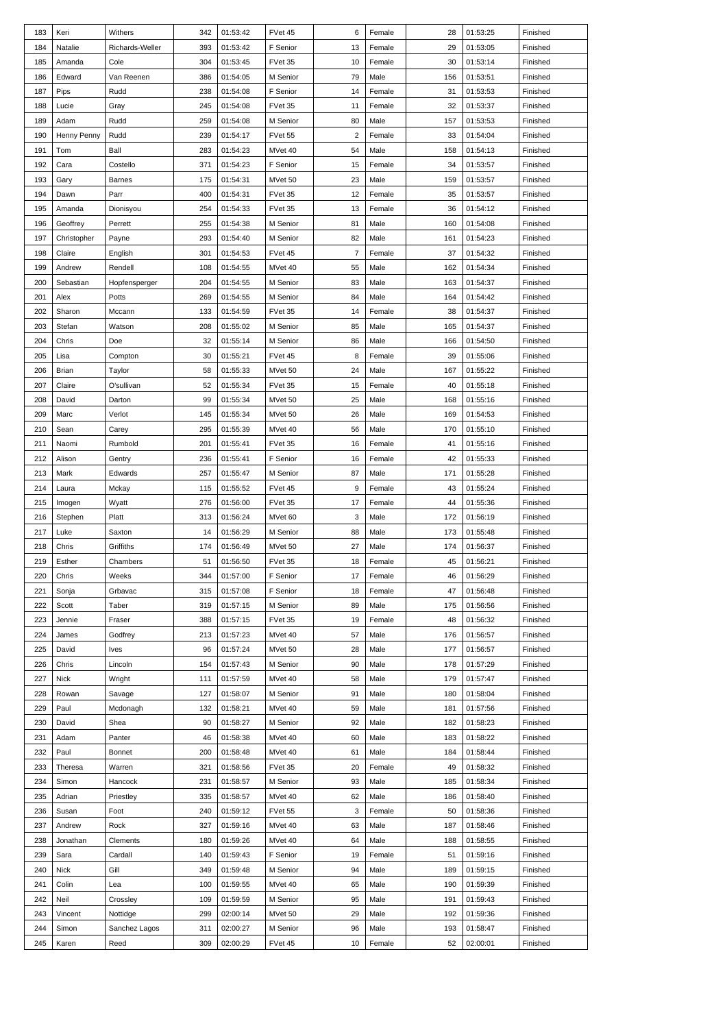| 183 | Keri | Withers | 342 | 01:53:42 | FVet 45 | 6 | Female | 28 | 01:53:25 | Finished |
|---|---|---|---|---|---|---|---|---|---|---|
| 184 | Natalie | Richards-Weller | 393 | 01:53:42 | F Senior | 13 | Female | 29 | 01:53:05 | Finished |
| 185 | Amanda | Cole | 304 | 01:53:45 | FVet 35 | 10 | Female | 30 | 01:53:14 | Finished |
| 186 | Edward | Van Reenen | 386 | 01:54:05 | M Senior | 79 | Male | 156 | 01:53:51 | Finished |
| 187 | Pips | Rudd | 238 | 01:54:08 | F Senior | 14 | Female | 31 | 01:53:53 | Finished |
| 188 | Lucie | Gray | 245 | 01:54:08 | FVet 35 | 11 | Female | 32 | 01:53:37 | Finished |
| 189 | Adam | Rudd | 259 | 01:54:08 | M Senior | 80 | Male | 157 | 01:53:53 | Finished |
| 190 | Henny Penny | Rudd | 239 | 01:54:17 | FVet 55 | 2 | Female | 33 | 01:54:04 | Finished |
| 191 | Tom | Ball | 283 | 01:54:23 | MVet 40 | 54 | Male | 158 | 01:54:13 | Finished |
| 192 | Cara | Costello | 371 | 01:54:23 | F Senior | 15 | Female | 34 | 01:53:57 | Finished |
| 193 | Gary | Barnes | 175 | 01:54:31 | MVet 50 | 23 | Male | 159 | 01:53:57 | Finished |
| 194 | Dawn | Parr | 400 | 01:54:31 | FVet 35 | 12 | Female | 35 | 01:53:57 | Finished |
| 195 | Amanda | Dionisyou | 254 | 01:54:33 | FVet 35 | 13 | Female | 36 | 01:54:12 | Finished |
| 196 | Geoffrey | Perrett | 255 | 01:54:38 | M Senior | 81 | Male | 160 | 01:54:08 | Finished |
| 197 | Christopher | Payne | 293 | 01:54:40 | M Senior | 82 | Male | 161 | 01:54:23 | Finished |
| 198 | Claire | English | 301 | 01:54:53 | FVet 45 | 7 | Female | 37 | 01:54:32 | Finished |
| 199 | Andrew | Rendell | 108 | 01:54:55 | MVet 40 | 55 | Male | 162 | 01:54:34 | Finished |
| 200 | Sebastian | Hopfensperger | 204 | 01:54:55 | M Senior | 83 | Male | 163 | 01:54:37 | Finished |
| 201 | Alex | Potts | 269 | 01:54:55 | M Senior | 84 | Male | 164 | 01:54:42 | Finished |
| 202 | Sharon | Mccann | 133 | 01:54:59 | FVet 35 | 14 | Female | 38 | 01:54:37 | Finished |
| 203 | Stefan | Watson | 208 | 01:55:02 | M Senior | 85 | Male | 165 | 01:54:37 | Finished |
| 204 | Chris | Doe | 32 | 01:55:14 | M Senior | 86 | Male | 166 | 01:54:50 | Finished |
| 205 | Lisa | Compton | 30 | 01:55:21 | FVet 45 | 8 | Female | 39 | 01:55:06 | Finished |
| 206 | Brian | Taylor | 58 | 01:55:33 | MVet 50 | 24 | Male | 167 | 01:55:22 | Finished |
| 207 | Claire | O'sullivan | 52 | 01:55:34 | FVet 35 | 15 | Female | 40 | 01:55:18 | Finished |
| 208 | David | Darton | 99 | 01:55:34 | MVet 50 | 25 | Male | 168 | 01:55:16 | Finished |
| 209 | Marc | Verlot | 145 | 01:55:34 | MVet 50 | 26 | Male | 169 | 01:54:53 | Finished |
| 210 | Sean | Carey | 295 | 01:55:39 | MVet 40 | 56 | Male | 170 | 01:55:10 | Finished |
| 211 | Naomi | Rumbold | 201 | 01:55:41 | FVet 35 | 16 | Female | 41 | 01:55:16 | Finished |
| 212 | Alison | Gentry | 236 | 01:55:41 | F Senior | 16 | Female | 42 | 01:55:33 | Finished |
| 213 | Mark | Edwards | 257 | 01:55:47 | M Senior | 87 | Male | 171 | 01:55:28 | Finished |
| 214 | Laura | Mckay | 115 | 01:55:52 | FVet 45 | 9 | Female | 43 | 01:55:24 | Finished |
| 215 | Imogen | Wyatt | 276 | 01:56:00 | FVet 35 | 17 | Female | 44 | 01:55:36 | Finished |
| 216 | Stephen | Platt | 313 | 01:56:24 | MVet 60 | 3 | Male | 172 | 01:56:19 | Finished |
| 217 | Luke | Saxton | 14 | 01:56:29 | M Senior | 88 | Male | 173 | 01:55:48 | Finished |
| 218 | Chris | Griffiths | 174 | 01:56:49 | MVet 50 | 27 | Male | 174 | 01:56:37 | Finished |
| 219 | Esther | Chambers | 51 | 01:56:50 | FVet 35 | 18 | Female | 45 | 01:56:21 | Finished |
| 220 | Chris | Weeks | 344 | 01:57:00 | F Senior | 17 | Female | 46 | 01:56:29 | Finished |
| 221 | Sonja | Grbavac | 315 | 01:57:08 | F Senior | 18 | Female | 47 | 01:56:48 | Finished |
| 222 | Scott | Taber | 319 | 01:57:15 | M Senior | 89 | Male | 175 | 01:56:56 | Finished |
| 223 | Jennie | Fraser | 388 | 01:57:15 | FVet 35 | 19 | Female | 48 | 01:56:32 | Finished |
| 224 | James | Godfrey | 213 | 01:57:23 | MVet 40 | 57 | Male | 176 | 01:56:57 | Finished |
| 225 | David | Ives | 96 | 01:57:24 | MVet 50 | 28 | Male | 177 | 01:56:57 | Finished |
| 226 | Chris | Lincoln | 154 | 01:57:43 | M Senior | 90 | Male | 178 | 01:57:29 | Finished |
| 227 | Nick | Wright | 111 | 01:57:59 | MVet 40 | 58 | Male | 179 | 01:57:47 | Finished |
| 228 | Rowan | Savage | 127 | 01:58:07 | M Senior | 91 | Male | 180 | 01:58:04 | Finished |
| 229 | Paul | Mcdonagh | 132 | 01:58:21 | MVet 40 | 59 | Male | 181 | 01:57:56 | Finished |
| 230 | David | Shea | 90 | 01:58:27 | M Senior | 92 | Male | 182 | 01:58:23 | Finished |
| 231 | Adam | Panter | 46 | 01:58:38 | MVet 40 | 60 | Male | 183 | 01:58:22 | Finished |
| 232 | Paul | Bonnet | 200 | 01:58:48 | MVet 40 | 61 | Male | 184 | 01:58:44 | Finished |
| 233 | Theresa | Warren | 321 | 01:58:56 | FVet 35 | 20 | Female | 49 | 01:58:32 | Finished |
| 234 | Simon | Hancock | 231 | 01:58:57 | M Senior | 93 | Male | 185 | 01:58:34 | Finished |
| 235 | Adrian | Priestley | 335 | 01:58:57 | MVet 40 | 62 | Male | 186 | 01:58:40 | Finished |
| 236 | Susan | Foot | 240 | 01:59:12 | FVet 55 | 3 | Female | 50 | 01:58:36 | Finished |
| 237 | Andrew | Rock | 327 | 01:59:16 | MVet 40 | 63 | Male | 187 | 01:58:46 | Finished |
| 238 | Jonathan | Clements | 180 | 01:59:26 | MVet 40 | 64 | Male | 188 | 01:58:55 | Finished |
| 239 | Sara | Cardall | 140 | 01:59:43 | F Senior | 19 | Female | 51 | 01:59:16 | Finished |
| 240 | Nick | Gill | 349 | 01:59:48 | M Senior | 94 | Male | 189 | 01:59:15 | Finished |
| 241 | Colin | Lea | 100 | 01:59:55 | MVet 40 | 65 | Male | 190 | 01:59:39 | Finished |
| 242 | Neil | Crossley | 109 | 01:59:59 | M Senior | 95 | Male | 191 | 01:59:43 | Finished |
| 243 | Vincent | Nottidge | 299 | 02:00:14 | MVet 50 | 29 | Male | 192 | 01:59:36 | Finished |
| 244 | Simon | Sanchez Lagos | 311 | 02:00:27 | M Senior | 96 | Male | 193 | 01:58:47 | Finished |
| 245 | Karen | Reed | 309 | 02:00:29 | FVet 45 | 10 | Female | 52 | 02:00:01 | Finished |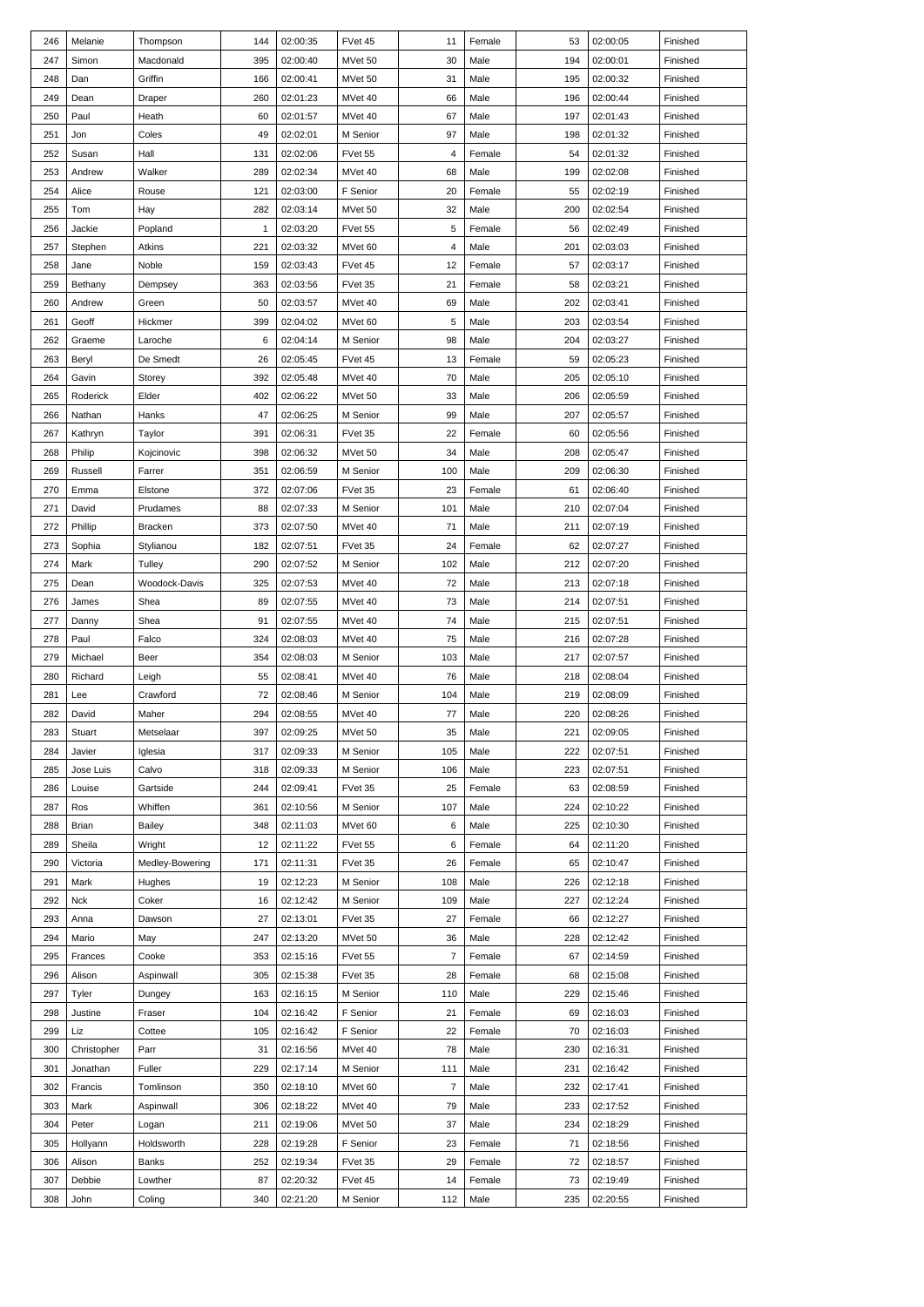| 246 | Melanie | Thompson | 144 | 02:00:35 | FVet 45 | 11 | Female | 53 | 02:00:05 | Finished |
|---|---|---|---|---|---|---|---|---|---|---|
| 247 | Simon | Macdonald | 395 | 02:00:40 | MVet 50 | 30 | Male | 194 | 02:00:01 | Finished |
| 248 | Dan | Griffin | 166 | 02:00:41 | MVet 50 | 31 | Male | 195 | 02:00:32 | Finished |
| 249 | Dean | Draper | 260 | 02:01:23 | MVet 40 | 66 | Male | 196 | 02:00:44 | Finished |
| 250 | Paul | Heath | 60 | 02:01:57 | MVet 40 | 67 | Male | 197 | 02:01:43 | Finished |
| 251 | Jon | Coles | 49 | 02:02:01 | M Senior | 97 | Male | 198 | 02:01:32 | Finished |
| 252 | Susan | Hall | 131 | 02:02:06 | FVet 55 | 4 | Female | 54 | 02:01:32 | Finished |
| 253 | Andrew | Walker | 289 | 02:02:34 | MVet 40 | 68 | Male | 199 | 02:02:08 | Finished |
| 254 | Alice | Rouse | 121 | 02:03:00 | F Senior | 20 | Female | 55 | 02:02:19 | Finished |
| 255 | Tom | Hay | 282 | 02:03:14 | MVet 50 | 32 | Male | 200 | 02:02:54 | Finished |
| 256 | Jackie | Popland | 1 | 02:03:20 | FVet 55 | 5 | Female | 56 | 02:02:49 | Finished |
| 257 | Stephen | Atkins | 221 | 02:03:32 | MVet 60 | 4 | Male | 201 | 02:03:03 | Finished |
| 258 | Jane | Noble | 159 | 02:03:43 | FVet 45 | 12 | Female | 57 | 02:03:17 | Finished |
| 259 | Bethany | Dempsey | 363 | 02:03:56 | FVet 35 | 21 | Female | 58 | 02:03:21 | Finished |
| 260 | Andrew | Green | 50 | 02:03:57 | MVet 40 | 69 | Male | 202 | 02:03:41 | Finished |
| 261 | Geoff | Hickmer | 399 | 02:04:02 | MVet 60 | 5 | Male | 203 | 02:03:54 | Finished |
| 262 | Graeme | Laroche | 6 | 02:04:14 | M Senior | 98 | Male | 204 | 02:03:27 | Finished |
| 263 | Beryl | De Smedt | 26 | 02:05:45 | FVet 45 | 13 | Female | 59 | 02:05:23 | Finished |
| 264 | Gavin | Storey | 392 | 02:05:48 | MVet 40 | 70 | Male | 205 | 02:05:10 | Finished |
| 265 | Roderick | Elder | 402 | 02:06:22 | MVet 50 | 33 | Male | 206 | 02:05:59 | Finished |
| 266 | Nathan | Hanks | 47 | 02:06:25 | M Senior | 99 | Male | 207 | 02:05:57 | Finished |
| 267 | Kathryn | Taylor | 391 | 02:06:31 | FVet 35 | 22 | Female | 60 | 02:05:56 | Finished |
| 268 | Philip | Kojcinovic | 398 | 02:06:32 | MVet 50 | 34 | Male | 208 | 02:05:47 | Finished |
| 269 | Russell | Farrer | 351 | 02:06:59 | M Senior | 100 | Male | 209 | 02:06:30 | Finished |
| 270 | Emma | Elstone | 372 | 02:07:06 | FVet 35 | 23 | Female | 61 | 02:06:40 | Finished |
| 271 | David | Prudames | 88 | 02:07:33 | M Senior | 101 | Male | 210 | 02:07:04 | Finished |
| 272 | Phillip | Bracken | 373 | 02:07:50 | MVet 40 | 71 | Male | 211 | 02:07:19 | Finished |
| 273 | Sophia | Stylianou | 182 | 02:07:51 | FVet 35 | 24 | Female | 62 | 02:07:27 | Finished |
| 274 | Mark | Tulley | 290 | 02:07:52 | M Senior | 102 | Male | 212 | 02:07:20 | Finished |
| 275 | Dean | Woodock-Davis | 325 | 02:07:53 | MVet 40 | 72 | Male | 213 | 02:07:18 | Finished |
| 276 | James | Shea | 89 | 02:07:55 | MVet 40 | 73 | Male | 214 | 02:07:51 | Finished |
| 277 | Danny | Shea | 91 | 02:07:55 | MVet 40 | 74 | Male | 215 | 02:07:51 | Finished |
| 278 | Paul | Falco | 324 | 02:08:03 | MVet 40 | 75 | Male | 216 | 02:07:28 | Finished |
| 279 | Michael | Beer | 354 | 02:08:03 | M Senior | 103 | Male | 217 | 02:07:57 | Finished |
| 280 | Richard | Leigh | 55 | 02:08:41 | MVet 40 | 76 | Male | 218 | 02:08:04 | Finished |
| 281 | Lee | Crawford | 72 | 02:08:46 | M Senior | 104 | Male | 219 | 02:08:09 | Finished |
| 282 | David | Maher | 294 | 02:08:55 | MVet 40 | 77 | Male | 220 | 02:08:26 | Finished |
| 283 | Stuart | Metselaar | 397 | 02:09:25 | MVet 50 | 35 | Male | 221 | 02:09:05 | Finished |
| 284 | Javier | Iglesia | 317 | 02:09:33 | M Senior | 105 | Male | 222 | 02:07:51 | Finished |
| 285 | Jose Luis | Calvo | 318 | 02:09:33 | M Senior | 106 | Male | 223 | 02:07:51 | Finished |
| 286 | Louise | Gartside | 244 | 02:09:41 | FVet 35 | 25 | Female | 63 | 02:08:59 | Finished |
| 287 | Ros | Whiffen | 361 | 02:10:56 | M Senior | 107 | Male | 224 | 02:10:22 | Finished |
| 288 | Brian | Bailey | 348 | 02:11:03 | MVet 60 | 6 | Male | 225 | 02:10:30 | Finished |
| 289 | Sheila | Wright | 12 | 02:11:22 | FVet 55 | 6 | Female | 64 | 02:11:20 | Finished |
| 290 | Victoria | Medley-Bowering | 171 | 02:11:31 | FVet 35 | 26 | Female | 65 | 02:10:47 | Finished |
| 291 | Mark | Hughes | 19 | 02:12:23 | M Senior | 108 | Male | 226 | 02:12:18 | Finished |
| 292 | Nck | Coker | 16 | 02:12:42 | M Senior | 109 | Male | 227 | 02:12:24 | Finished |
| 293 | Anna | Dawson | 27 | 02:13:01 | FVet 35 | 27 | Female | 66 | 02:12:27 | Finished |
| 294 | Mario | May | 247 | 02:13:20 | MVet 50 | 36 | Male | 228 | 02:12:42 | Finished |
| 295 | Frances | Cooke | 353 | 02:15:16 | FVet 55 | 7 | Female | 67 | 02:14:59 | Finished |
| 296 | Alison | Aspinwall | 305 | 02:15:38 | FVet 35 | 28 | Female | 68 | 02:15:08 | Finished |
| 297 | Tyler | Dungey | 163 | 02:16:15 | M Senior | 110 | Male | 229 | 02:15:46 | Finished |
| 298 | Justine | Fraser | 104 | 02:16:42 | F Senior | 21 | Female | 69 | 02:16:03 | Finished |
| 299 | Liz | Cottee | 105 | 02:16:42 | F Senior | 22 | Female | 70 | 02:16:03 | Finished |
| 300 | Christopher | Parr | 31 | 02:16:56 | MVet 40 | 78 | Male | 230 | 02:16:31 | Finished |
| 301 | Jonathan | Fuller | 229 | 02:17:14 | M Senior | 111 | Male | 231 | 02:16:42 | Finished |
| 302 | Francis | Tomlinson | 350 | 02:18:10 | MVet 60 | 7 | Male | 232 | 02:17:41 | Finished |
| 303 | Mark | Aspinwall | 306 | 02:18:22 | MVet 40 | 79 | Male | 233 | 02:17:52 | Finished |
| 304 | Peter | Logan | 211 | 02:19:06 | MVet 50 | 37 | Male | 234 | 02:18:29 | Finished |
| 305 | Hollyann | Holdsworth | 228 | 02:19:28 | F Senior | 23 | Female | 71 | 02:18:56 | Finished |
| 306 | Alison | Banks | 252 | 02:19:34 | FVet 35 | 29 | Female | 72 | 02:18:57 | Finished |
| 307 | Debbie | Lowther | 87 | 02:20:32 | FVet 45 | 14 | Female | 73 | 02:19:49 | Finished |
| 308 | John | Coling | 340 | 02:21:20 | M Senior | 112 | Male | 235 | 02:20:55 | Finished |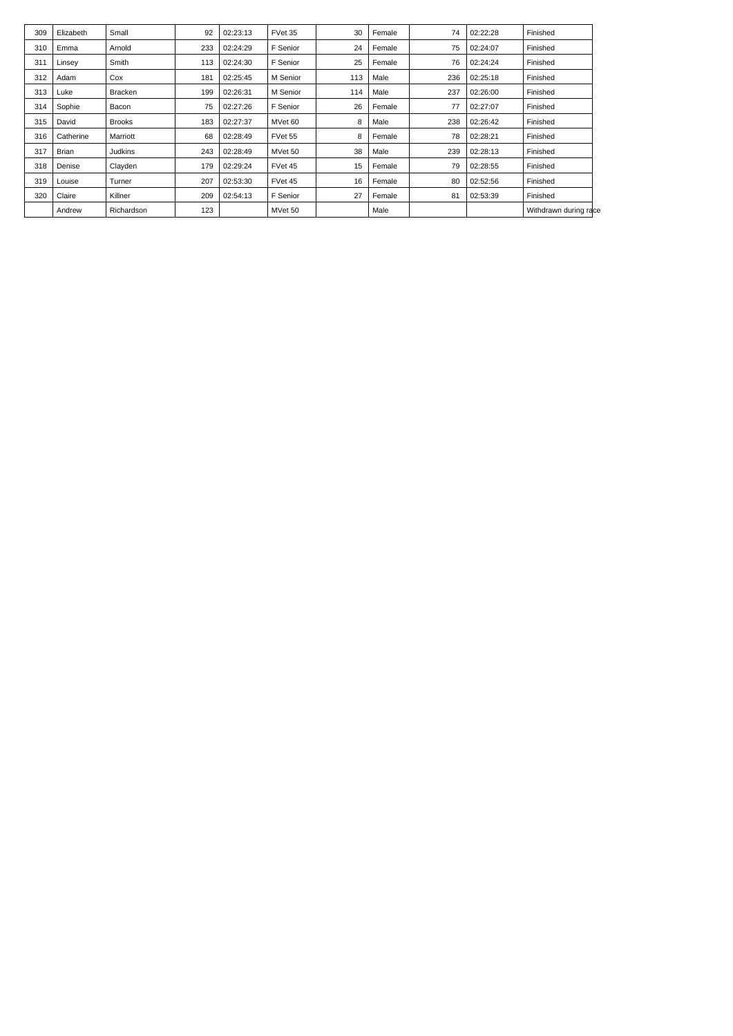| | | | | | | | | | | |
|---|---|---|---|---|---|---|---|---|---|---|
| 309 | Elizabeth | Small | 92 | 02:23:13 | FVet 35 | 30 | Female | 74 | 02:22:28 | Finished |
| 310 | Emma | Arnold | 233 | 02:24:29 | F Senior | 24 | Female | 75 | 02:24:07 | Finished |
| 311 | Linsey | Smith | 113 | 02:24:30 | F Senior | 25 | Female | 76 | 02:24:24 | Finished |
| 312 | Adam | Cox | 181 | 02:25:45 | M Senior | 113 | Male | 236 | 02:25:18 | Finished |
| 313 | Luke | Bracken | 199 | 02:26:31 | M Senior | 114 | Male | 237 | 02:26:00 | Finished |
| 314 | Sophie | Bacon | 75 | 02:27:26 | F Senior | 26 | Female | 77 | 02:27:07 | Finished |
| 315 | David | Brooks | 183 | 02:27:37 | MVet 60 | 8 | Male | 238 | 02:26:42 | Finished |
| 316 | Catherine | Marriott | 68 | 02:28:49 | FVet 55 | 8 | Female | 78 | 02:28:21 | Finished |
| 317 | Brian | Judkins | 243 | 02:28:49 | MVet 50 | 38 | Male | 239 | 02:28:13 | Finished |
| 318 | Denise | Clayden | 179 | 02:29:24 | FVet 45 | 15 | Female | 79 | 02:28:55 | Finished |
| 319 | Louise | Turner | 207 | 02:53:30 | FVet 45 | 16 | Female | 80 | 02:52:56 | Finished |
| 320 | Claire | Killner | 209 | 02:54:13 | F Senior | 27 | Female | 81 | 02:53:39 | Finished |
| | Andrew | Richardson | 123 | | MVet 50 | | Male | | | Withdrawn during race |